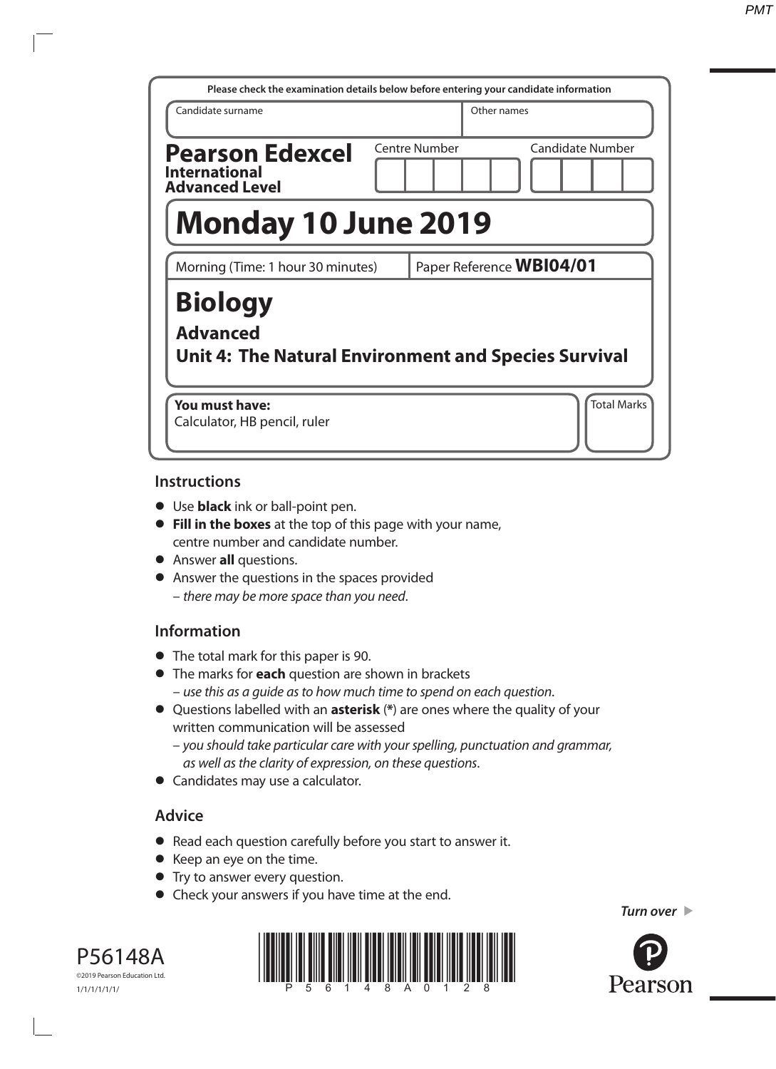Please check the examination details below before entering your candidate information

| Candidate surname | Other names |
|---|---|
| | |

**Pearson Edexcel International Advanced Level**

Centre Number | Candidate Number

# Monday 10 June 2019

Morning (Time: 1 hour 30 minutes) | Paper Reference **WBI04/01**

# Biology

## Advanced

## Unit 4: The Natural Environment and Species Survival

**You must have:**
Calculator, HB pencil, ruler

Total Marks

## Instructions

- Use **black** ink or ball-point pen.
- **Fill in the boxes** at the top of this page with your name, centre number and candidate number.
- Answer **all** questions.
- Answer the questions in the spaces provided
  – *there may be more space than you need*.

## Information

- The total mark for this paper is 90.
- The marks for **each** question are shown in brackets
  – *use this as a guide as to how much time to spend on each question*.
- Questions labelled with an **asterisk** (*) are ones where the quality of your written communication will be assessed
  – *you should take particular care with your spelling, punctuation and grammar, as well as the clarity of expression, on these questions*.
- Candidates may use a calculator.

## Advice

- Read each question carefully before you start to answer it.
- Keep an eye on the time.
- Try to answer every question.
- Check your answers if you have time at the end.

*Turn over*

P56148A
©2019 Pearson Education Ltd.
1/1/1/1/1/1/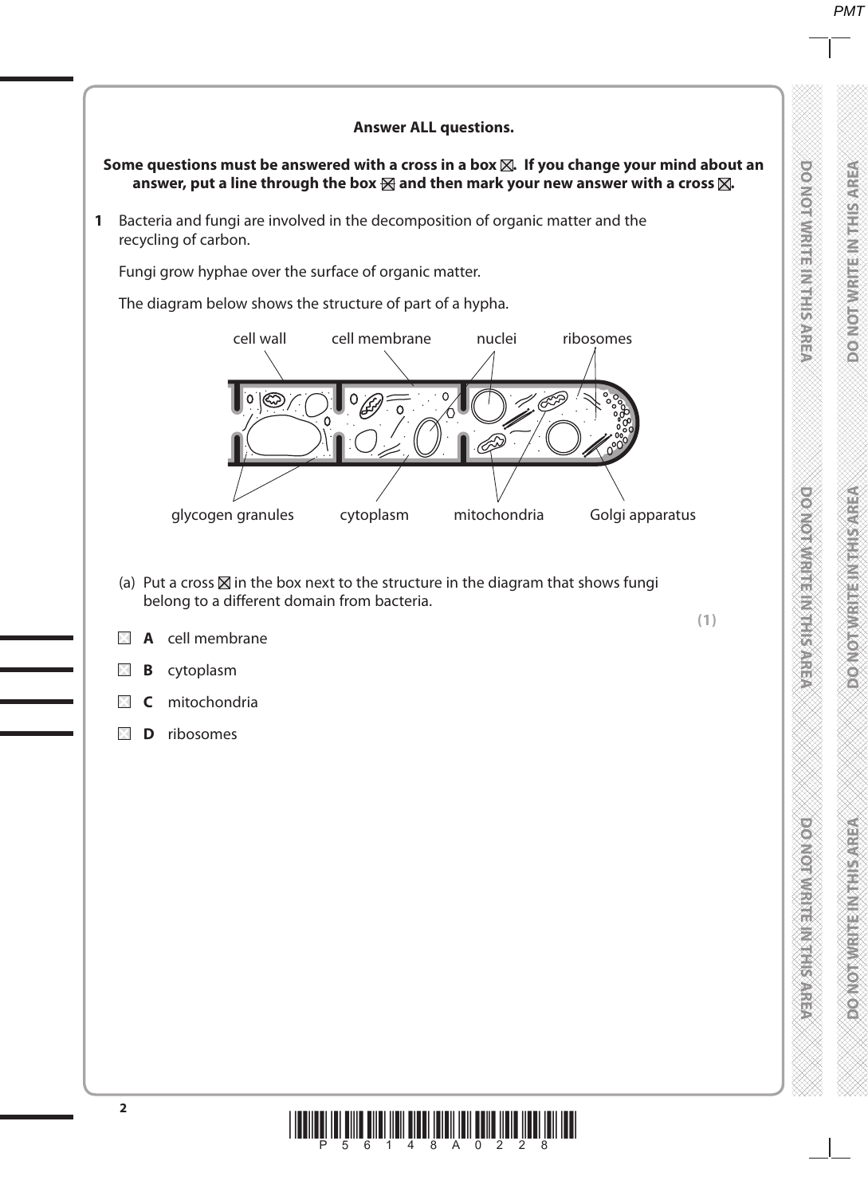**Answer ALL questions.**

**Some questions must be answered with a cross in a box ☒. If you change your mind about an answer, put a line through the box ☒ and then mark your new answer with a cross ☒.**

**1** Bacteria and fungi are involved in the decomposition of organic matter and the recycling of carbon.

Fungi grow hyphae over the surface of organic matter.

The diagram below shows the structure of part of a hypha.

cell wall, cell membrane, nuclei, ribosomes, glycogen granules, cytoplasm, mitochondria, Golgi apparatus

(a) Put a cross ☒ in the box next to the structure in the diagram that shows fungi belong to a different domain from bacteria.

**(1)**

☐ **A** cell membrane

☐ **B** cytoplasm

☐ **C** mitochondria

☐ **D** ribosomes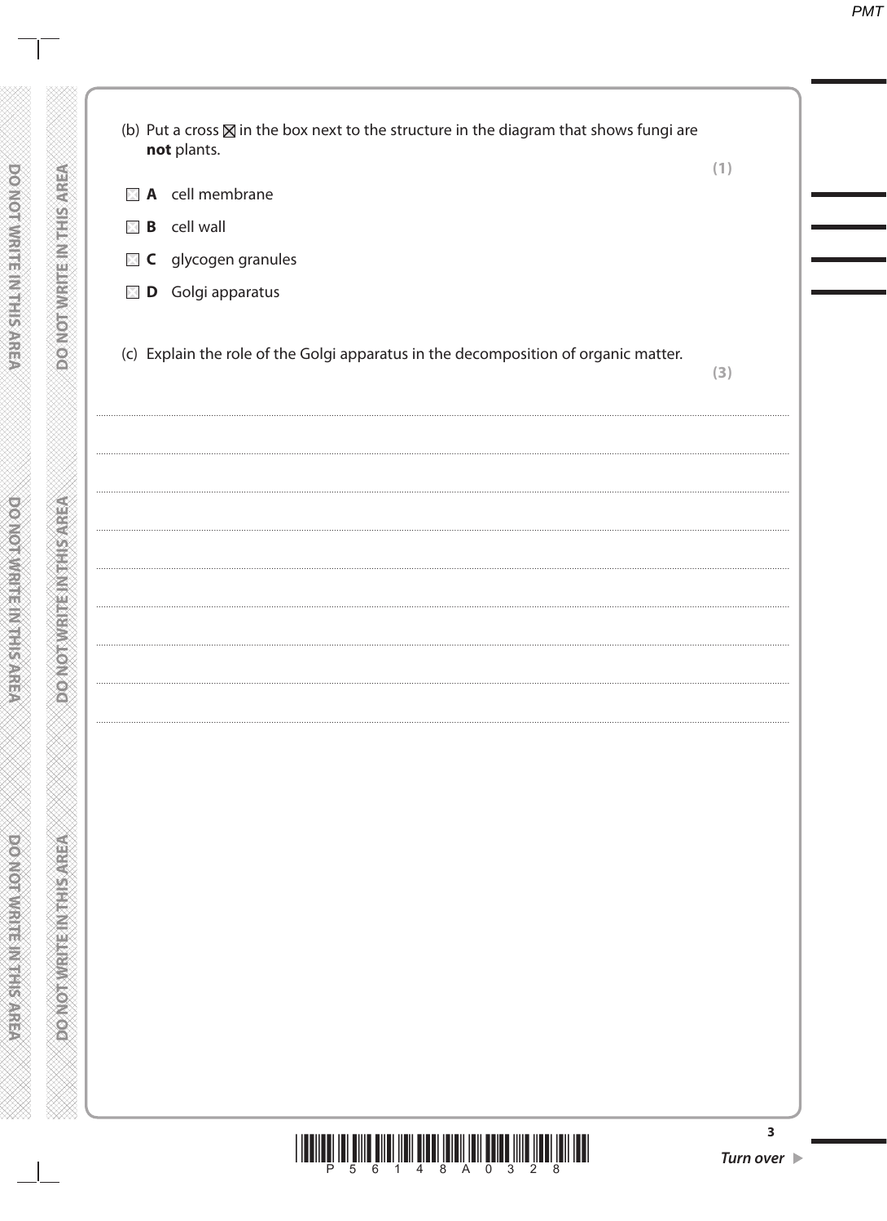(b) Put a cross ☒ in the box next to the structure in the diagram that shows fungi are **not** plants.

**(1)**

☒ **A** cell membrane

☒ **B** cell wall

☒ **C** glycogen granules

☒ **D** Golgi apparatus

(c) Explain the role of the Golgi apparatus in the decomposition of organic matter.

**(3)**

.......................................................................................................................................................

.......................................................................................................................................................

.......................................................................................................................................................

.......................................................................................................................................................

.......................................................................................................................................................

.......................................................................................................................................................

.......................................................................................................................................................

.......................................................................................................................................................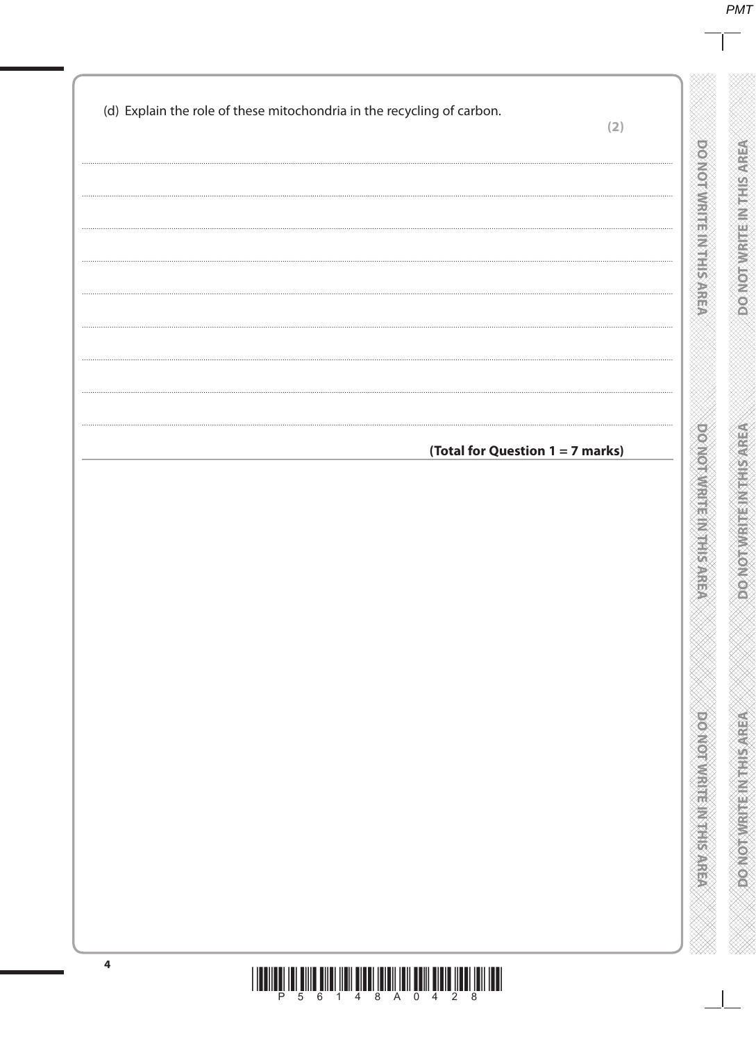(d) Explain the role of these mitochondria in the recycling of carbon.

**(2)**

..................................................................................................................................................................................................................

..................................................................................................................................................................................................................

..................................................................................................................................................................................................................

..................................................................................................................................................................................................................

..................................................................................................................................................................................................................

..................................................................................................................................................................................................................

..................................................................................................................................................................................................................

..................................................................................................................................................................................................................

**(Total for Question 1 = 7 marks)**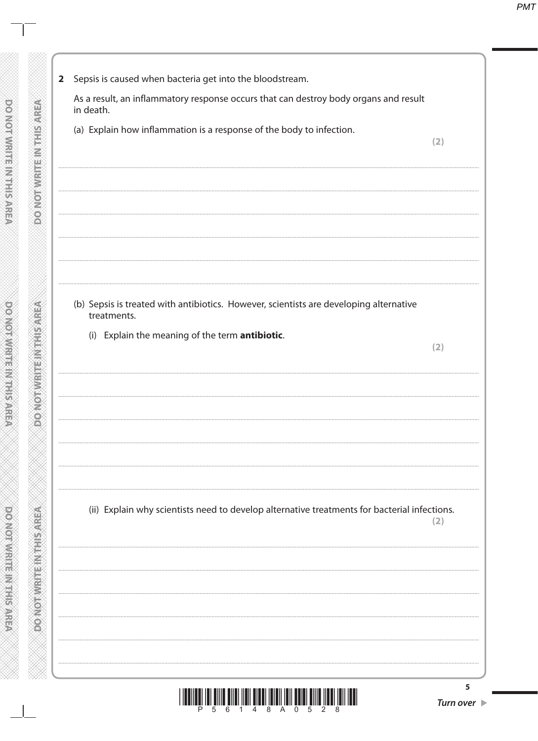**2** Sepsis is caused when bacteria get into the bloodstream.

As a result, an inflammatory response occurs that can destroy body organs and result in death.

(a) Explain how inflammation is a response of the body to infection.

**(2)**

.......................................................................................................................................................

.......................................................................................................................................................

.......................................................................................................................................................

.......................................................................................................................................................

.......................................................................................................................................................

(b) Sepsis is treated with antibiotics. However, scientists are developing alternative treatments.

(i) Explain the meaning of the term **antibiotic**.

**(2)**

.......................................................................................................................................................

.......................................................................................................................................................

.......................................................................................................................................................

.......................................................................................................................................................

.......................................................................................................................................................

(ii) Explain why scientists need to develop alternative treatments for bacterial infections.

**(2)**

.......................................................................................................................................................

.......................................................................................................................................................

.......................................................................................................................................................

.......................................................................................................................................................

.......................................................................................................................................................

.......................................................................................................................................................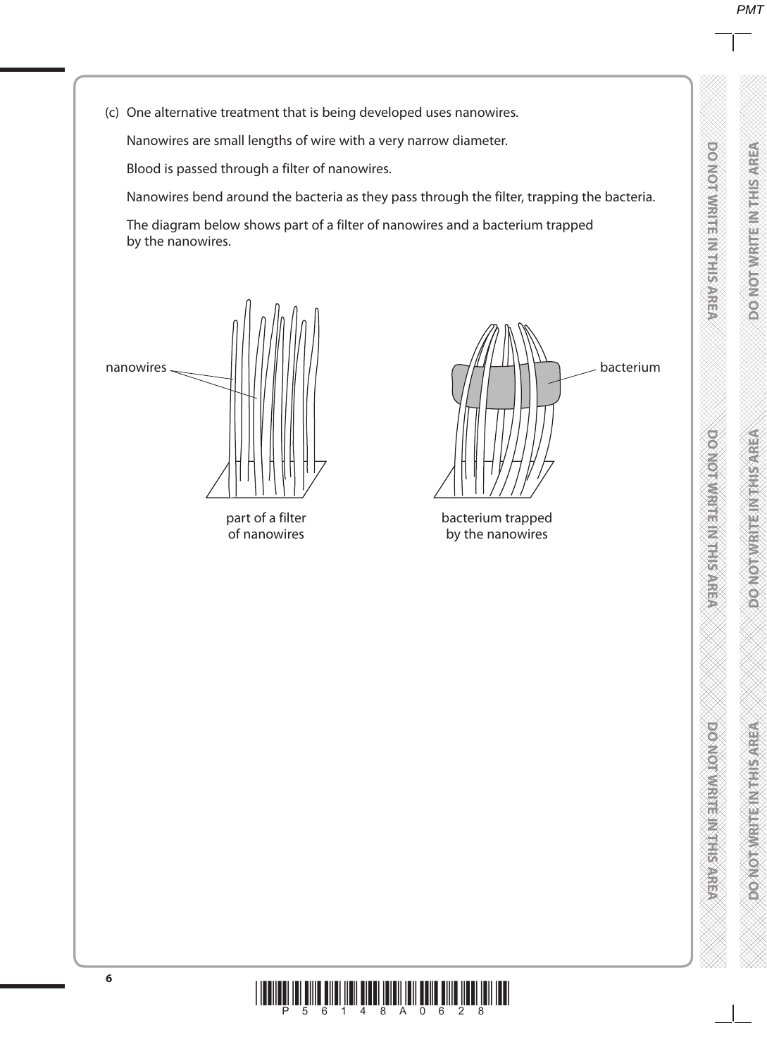(c) One alternative treatment that is being developed uses nanowires.

Nanowires are small lengths of wire with a very narrow diameter.

Blood is passed through a filter of nanowires.

Nanowires bend around the bacteria as they pass through the filter, trapping the bacteria.

The diagram below shows part of a filter of nanowires and a bacterium trapped by the nanowires.

nanowires

part of a filter of nanowires

bacterium

bacterium trapped by the nanowires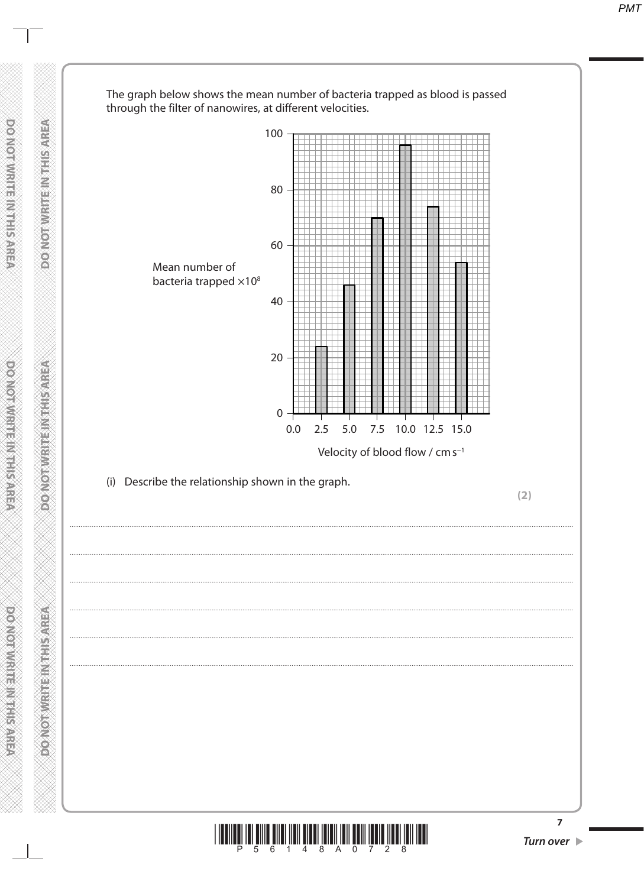The graph below shows the mean number of bacteria trapped as blood is passed through the filter of nanowires, at different velocities.

Mean number of bacteria trapped $\times 10^8$

| Velocity of blood flow / $cm\,s^{-1}$ | Mean number of bacteria trapped $\times 10^8$ |
|---|---|
| 2.5 | 24 |
| 5.0 | 46 |
| 7.5 | 70 |
| 10.0 | 96 |
| 12.5 | 74 |
| 15.0 | 54 |

(i) Describe the relationship shown in the graph.

**(2)**

..................................................................................................................................................................................................................

..................................................................................................................................................................................................................

..................................................................................................................................................................................................................

..................................................................................................................................................................................................................

..................................................................................................................................................................................................................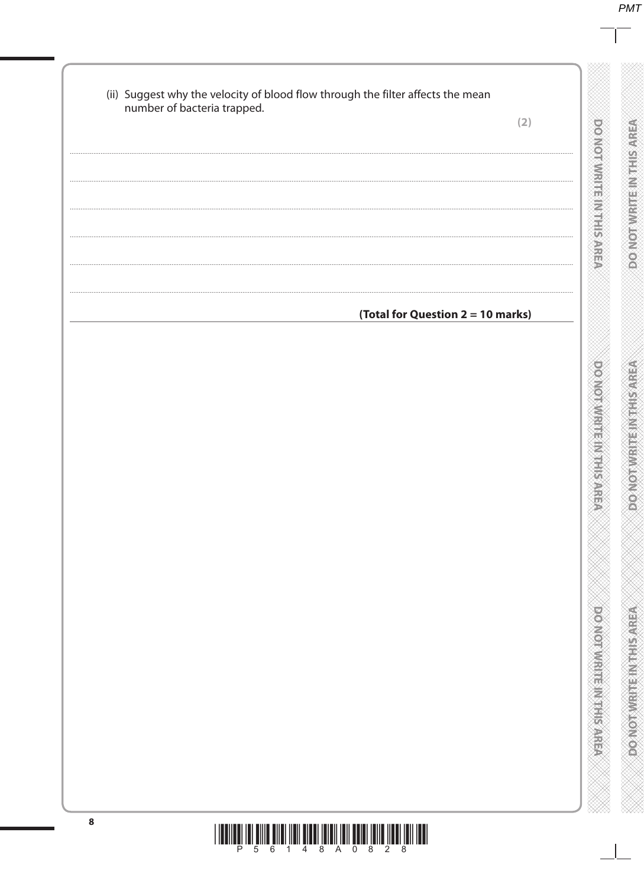(ii) Suggest why the velocity of blood flow through the filter affects the mean number of bacteria trapped.

**(2)**

.......................................................................................................................................................................................................................

.......................................................................................................................................................................................................................

.......................................................................................................................................................................................................................

.......................................................................................................................................................................................................................

.......................................................................................................................................................................................................................

**(Total for Question 2 = 10 marks)**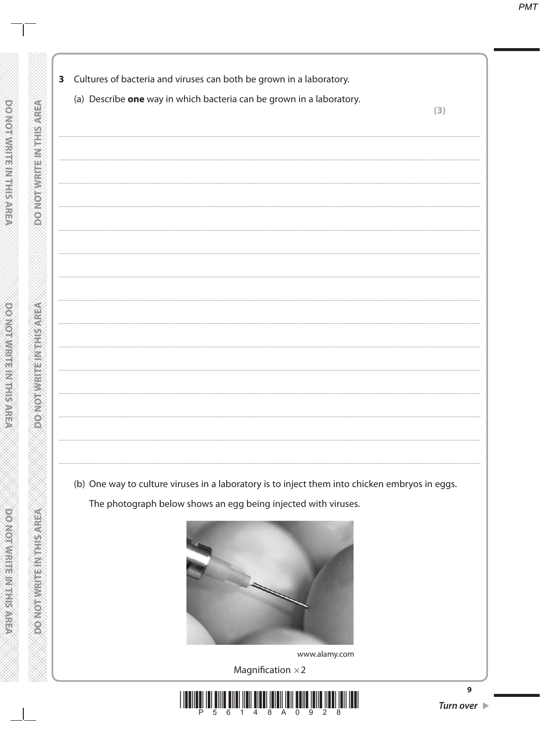**3** Cultures of bacteria and viruses can both be grown in a laboratory.

(a) Describe **one** way in which bacteria can be grown in a laboratory.

**(3)**

.......................................................................................................................................................................................

.......................................................................................................................................................................................

.......................................................................................................................................................................................

.......................................................................................................................................................................................

.......................................................................................................................................................................................

.......................................................................................................................................................................................

.......................................................................................................................................................................................

.......................................................................................................................................................................................

.......................................................................................................................................................................................

.......................................................................................................................................................................................

.......................................................................................................................................................................................

.......................................................................................................................................................................................

.......................................................................................................................................................................................

.......................................................................................................................................................................................

(b) One way to culture viruses in a laboratory is to inject them into chicken embryos in eggs.

The photograph below shows an egg being injected with viruses.

www.alamy.com

Magnification ×2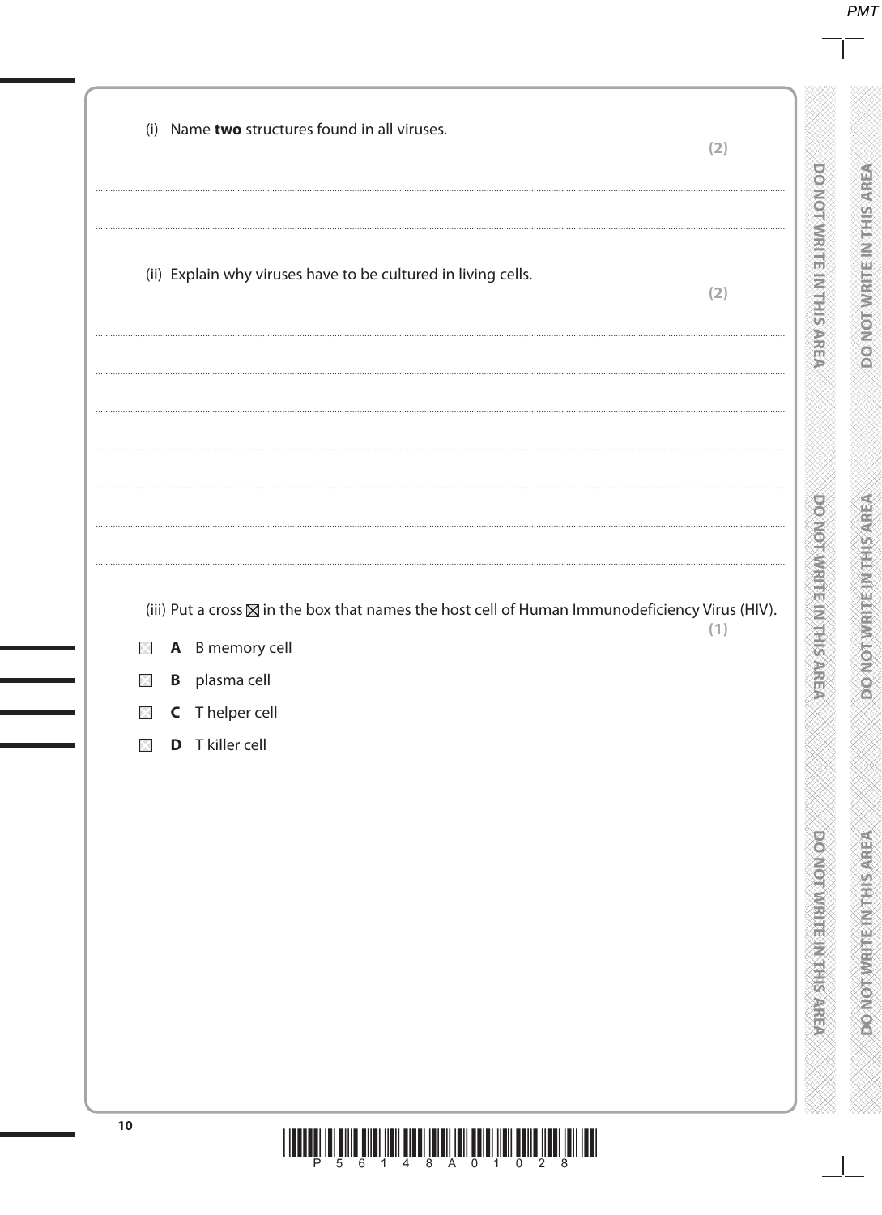(i) Name **two** structures found in all viruses.

**(2)**

.......................................................................................................................................................................................................

.......................................................................................................................................................................................................

(ii) Explain why viruses have to be cultured in living cells.

**(2)**

.......................................................................................................................................................................................................

.......................................................................................................................................................................................................

.......................................................................................................................................................................................................

.......................................................................................................................................................................................................

.......................................................................................................................................................................................................

.......................................................................................................................................................................................................

(iii) Put a cross ☒ in the box that names the host cell of Human Immunodeficiency Virus (HIV).

**(1)**

☐ **A** B memory cell

☐ **B** plasma cell

☐ **C** T helper cell

☐ **D** T killer cell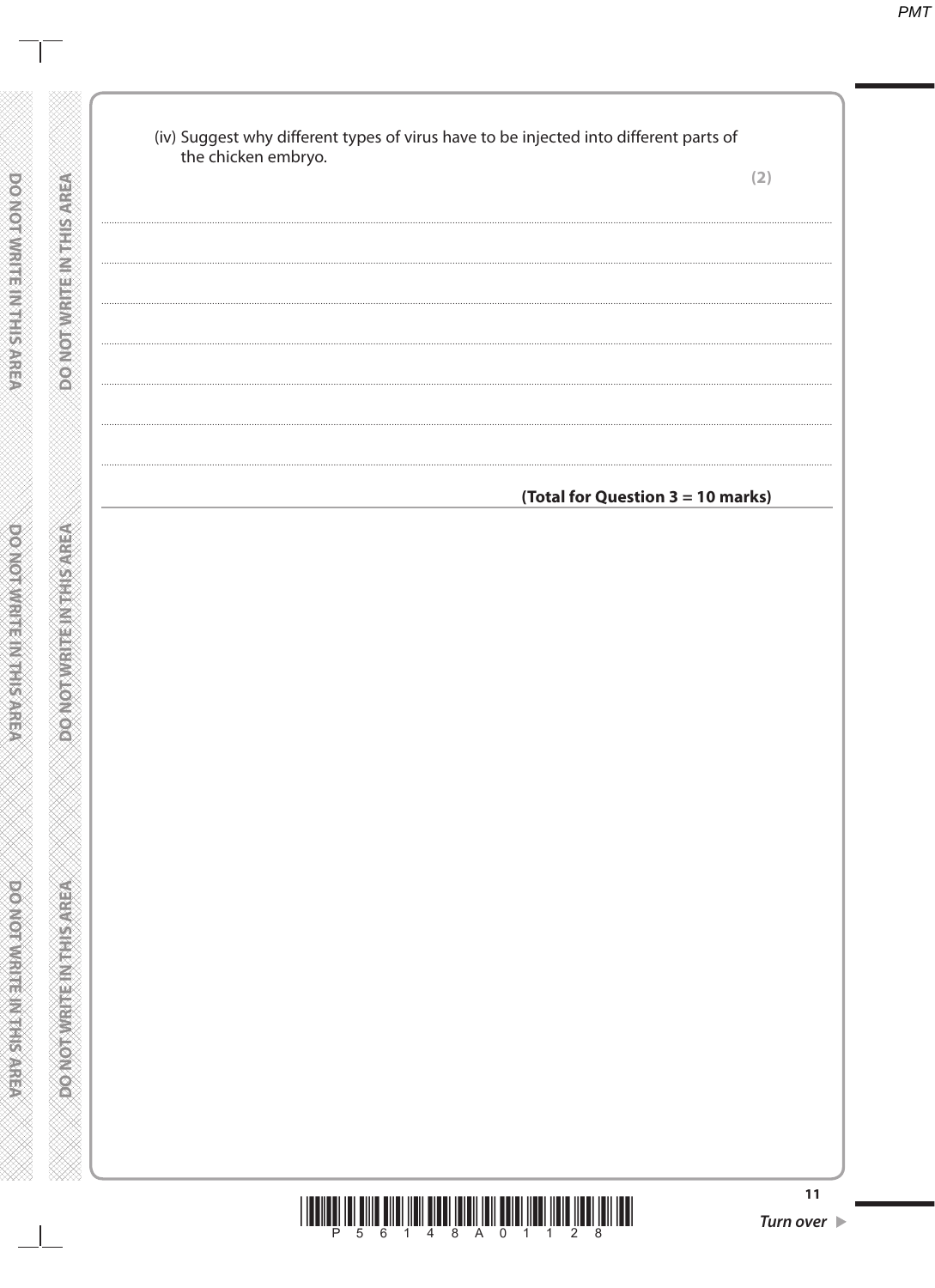(iv) Suggest why different types of virus have to be injected into different parts of the chicken embryo.

**(2)**

.......................................................................................................................................................................................................................................................

.......................................................................................................................................................................................................................................................

.......................................................................................................................................................................................................................................................

.......................................................................................................................................................................................................................................................

.......................................................................................................................................................................................................................................................

.......................................................................................................................................................................................................................................................

.......................................................................................................................................................................................................................................................

**(Total for Question 3 = 10 marks)**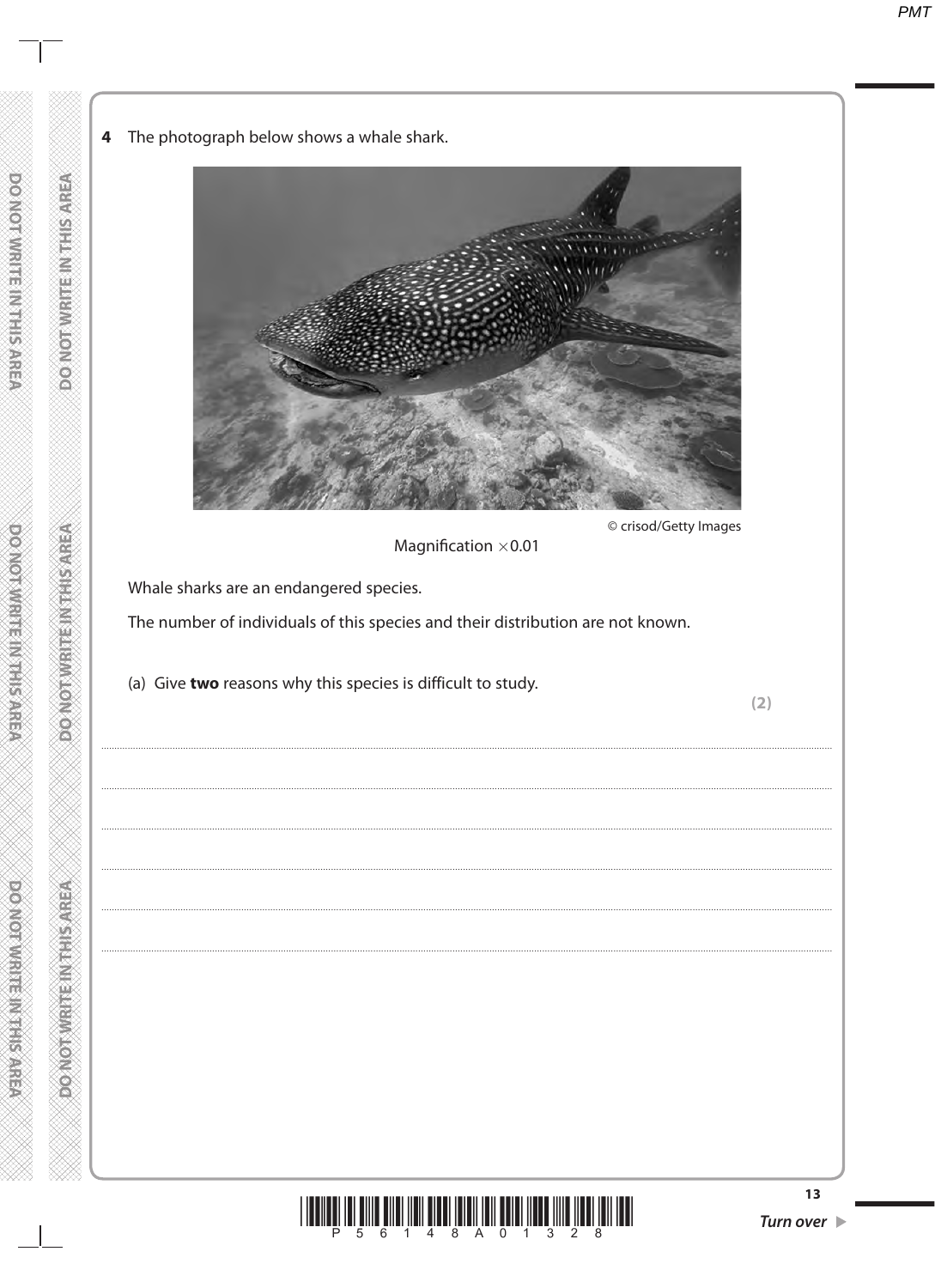**4** The photograph below shows a whale shark.

© crisod/Getty Images

Magnification $\times 0.01$

Whale sharks are an endangered species.

The number of individuals of this species and their distribution are not known.

(a) Give **two** reasons why this species is difficult to study.

**(2)**

..........................................................................................................................................

..........................................................................................................................................

..........................................................................................................................................

..........................................................................................................................................

..........................................................................................................................................

..........................................................................................................................................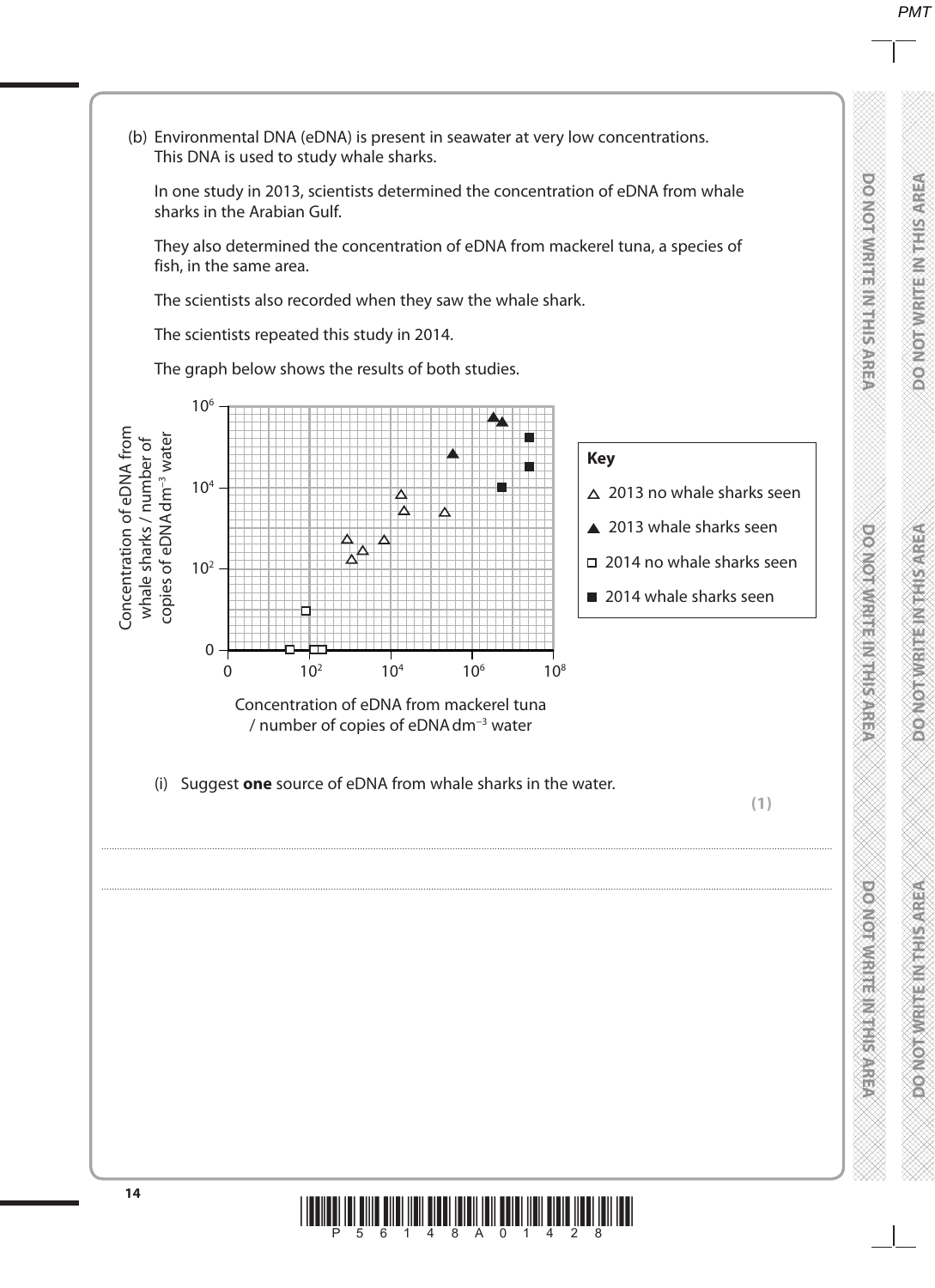(b) Environmental DNA (eDNA) is present in seawater at very low concentrations. This DNA is used to study whale sharks.

In one study in 2013, scientists determined the concentration of eDNA from whale sharks in the Arabian Gulf.

They also determined the concentration of eDNA from mackerel tuna, a species of fish, in the same area.

The scientists also recorded when they saw the whale shark.

The scientists repeated this study in 2014.

The graph below shows the results of both studies.

Concentration of eDNA from whale sharks / number of copies of eDNA $dm^{-3}$ water (y-axis: 0, $10^2$, $10^4$, $10^6$)

Concentration of eDNA from mackerel tuna / number of copies of eDNA $dm^{-3}$ water (x-axis: 0, $10^2$, $10^4$, $10^6$, $10^8$)

**Key**

- △ 2013 no whale sharks seen
- ▲ 2013 whale sharks seen
- □ 2014 no whale sharks seen
- ■ 2014 whale sharks seen

(i) Suggest **one** source of eDNA from whale sharks in the water.

**(1)**

..............................................................................................................................................

..............................................................................................................................................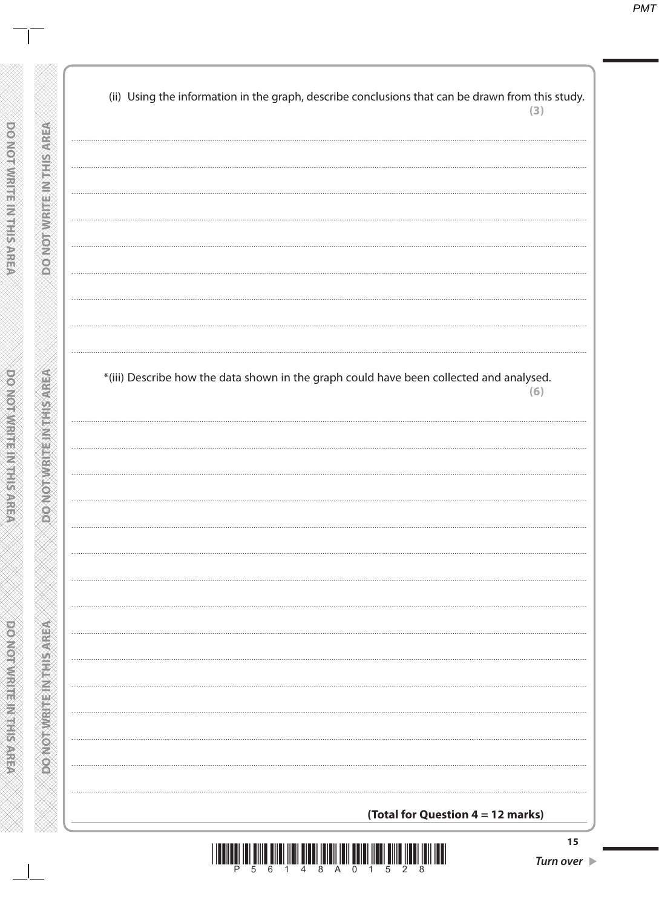(ii) Using the information in the graph, describe conclusions that can be drawn from this study.

**(3)**

...................................................................................................................................................

...................................................................................................................................................

...................................................................................................................................................

...................................................................................................................................................

...................................................................................................................................................

...................................................................................................................................................

...................................................................................................................................................

...................................................................................................................................................

*(iii) Describe how the data shown in the graph could have been collected and analysed.

**(6)**

...................................................................................................................................................

...................................................................................................................................................

...................................................................................................................................................

...................................................................................................................................................

...................................................................................................................................................

...................................................................................................................................................

...................................................................................................................................................

...................................................................................................................................................

...................................................................................................................................................

...................................................................................................................................................

...................................................................................................................................................

...................................................................................................................................................

...................................................................................................................................................

...................................................................................................................................................

**(Total for Question 4 = 12 marks)**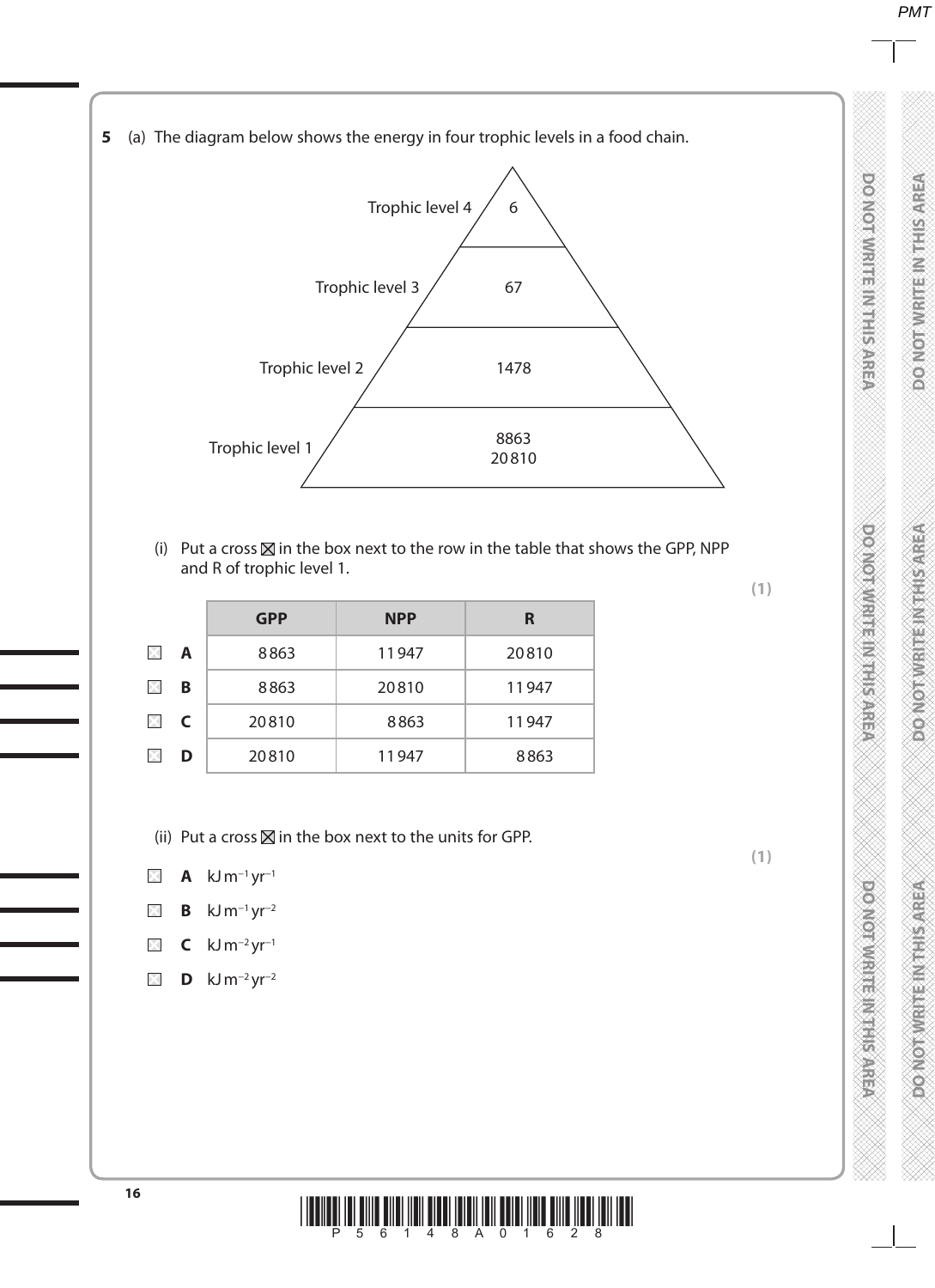**5** (a) The diagram below shows the energy in four trophic levels in a food chain.

| | |
|---|---|
| Trophic level 4 | 6 |
| Trophic level 3 | 67 |
| Trophic level 2 | 1478 |
| Trophic level 1 | 8863<br>20810 |

(i) Put a cross ☒ in the box next to the row in the table that shows the GPP, NPP and R of trophic level 1.

**(1)**

| | | GPP | NPP | R |
|---|---|---|---|---|
| ☐ | **A** | 8863 | 11947 | 20810 |
| ☐ | **B** | 8863 | 20810 | 11947 |
| ☐ | **C** | 20810 | 8863 | 11947 |
| ☐ | **D** | 20810 | 11947 | 8863 |

(ii) Put a cross ☒ in the box next to the units for GPP.

**(1)**

☐ **A** $kJ\,m^{-1}\,yr^{-1}$

☐ **B** $kJ\,m^{-1}\,yr^{-2}$

☐ **C** $kJ\,m^{-2}\,yr^{-1}$

☐ **D** $kJ\,m^{-2}\,yr^{-2}$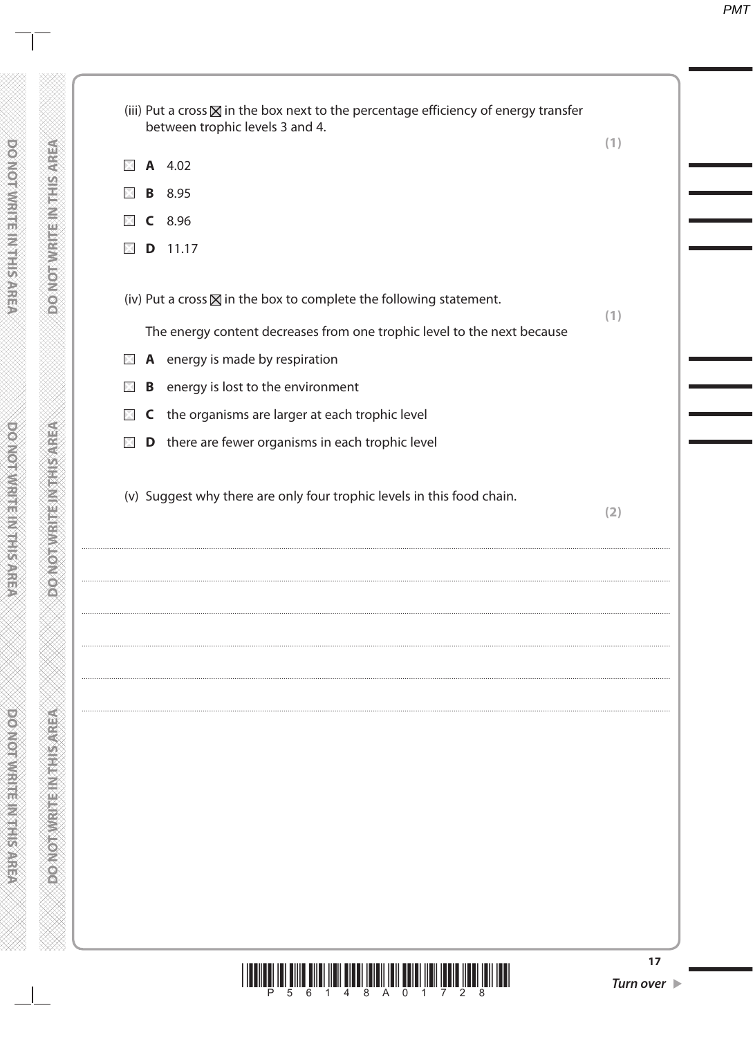(iii) Put a cross ☒ in the box next to the percentage efficiency of energy transfer between trophic levels 3 and 4.

**(1)**

☐ **A** 4.02

☐ **B** 8.95

☐ **C** 8.96

☐ **D** 11.17

(iv) Put a cross ☒ in the box to complete the following statement.

**(1)**

The energy content decreases from one trophic level to the next because

☐ **A** energy is made by respiration

☐ **B** energy is lost to the environment

☐ **C** the organisms are larger at each trophic level

☐ **D** there are fewer organisms in each trophic level

(v) Suggest why there are only four trophic levels in this food chain.

**(2)**

.......................................................................................................................................................................................................................

.......................................................................................................................................................................................................................

.......................................................................................................................................................................................................................

.......................................................................................................................................................................................................................

.......................................................................................................................................................................................................................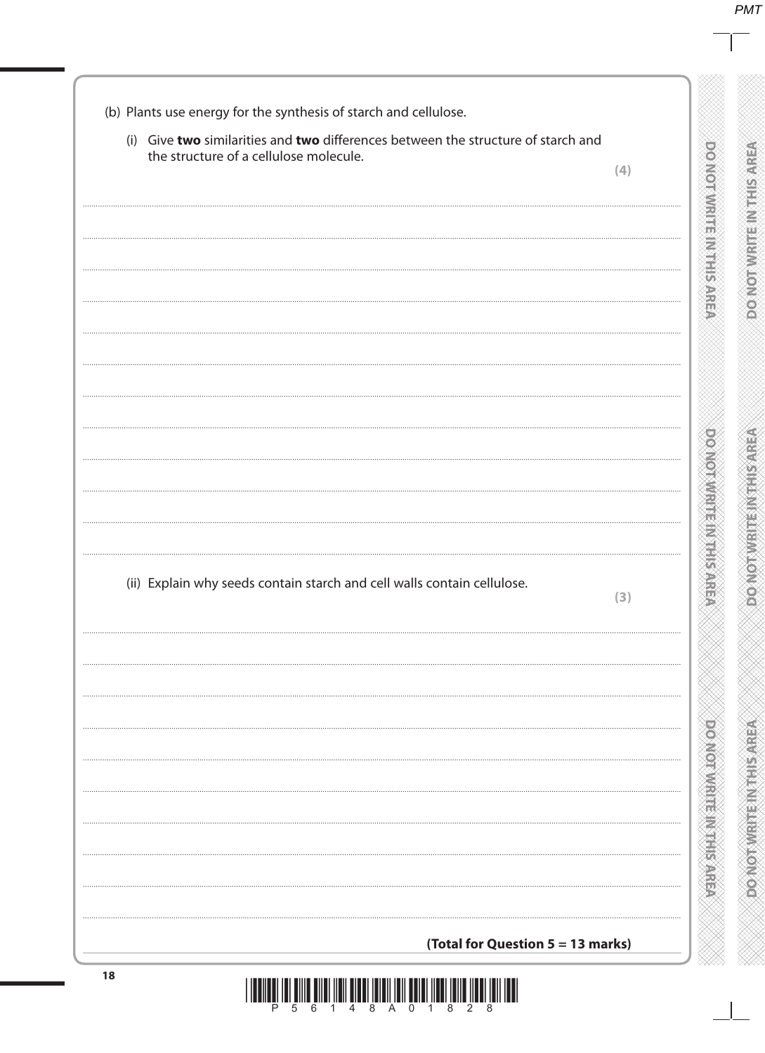(b) Plants use energy for the synthesis of starch and cellulose.

(i) Give **two** similarities and **two** differences between the structure of starch and the structure of a cellulose molecule.

**(4)**

..............................................................................................................................................

..............................................................................................................................................

..............................................................................................................................................

..............................................................................................................................................

..............................................................................................................................................

..............................................................................................................................................

..............................................................................................................................................

..............................................................................................................................................

..............................................................................................................................................

..............................................................................................................................................

..............................................................................................................................................

..............................................................................................................................................

(ii) Explain why seeds contain starch and cell walls contain cellulose.

**(3)**

..............................................................................................................................................

..............................................................................................................................................

..............................................................................................................................................

..............................................................................................................................................

..............................................................................................................................................

..............................................................................................................................................

..............................................................................................................................................

..............................................................................................................................................

..............................................................................................................................................

**(Total for Question 5 = 13 marks)**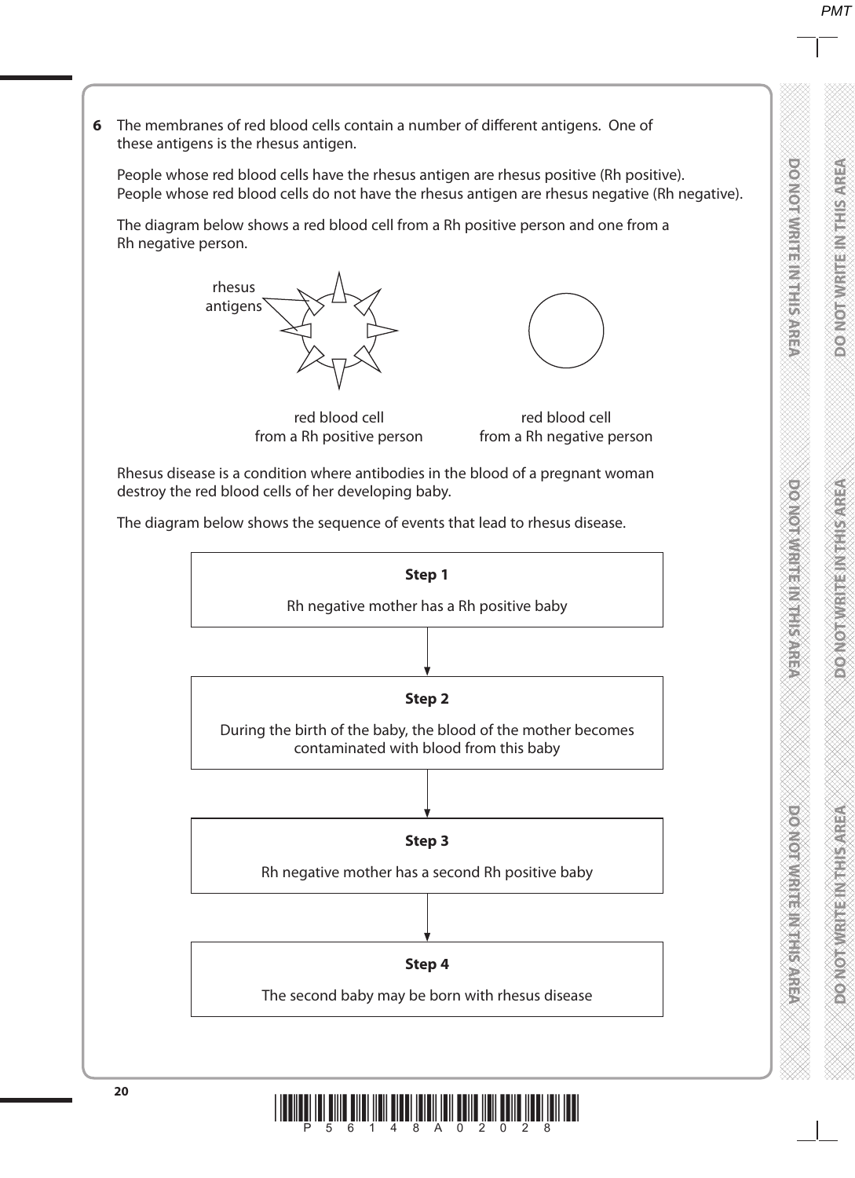**6** The membranes of red blood cells contain a number of different antigens. One of these antigens is the rhesus antigen.

People whose red blood cells have the rhesus antigen are rhesus positive (Rh positive). People whose red blood cells do not have the rhesus antigen are rhesus negative (Rh negative).

The diagram below shows a red blood cell from a Rh positive person and one from a Rh negative person.

rhesus antigens

red blood cell from a Rh positive person

red blood cell from a Rh negative person

Rhesus disease is a condition where antibodies in the blood of a pregnant woman destroy the red blood cells of her developing baby.

The diagram below shows the sequence of events that lead to rhesus disease.

**Step 1**

Rh negative mother has a Rh positive baby

↓

**Step 2**

During the birth of the baby, the blood of the mother becomes contaminated with blood from this baby

↓

**Step 3**

Rh negative mother has a second Rh positive baby

↓

**Step 4**

The second baby may be born with rhesus disease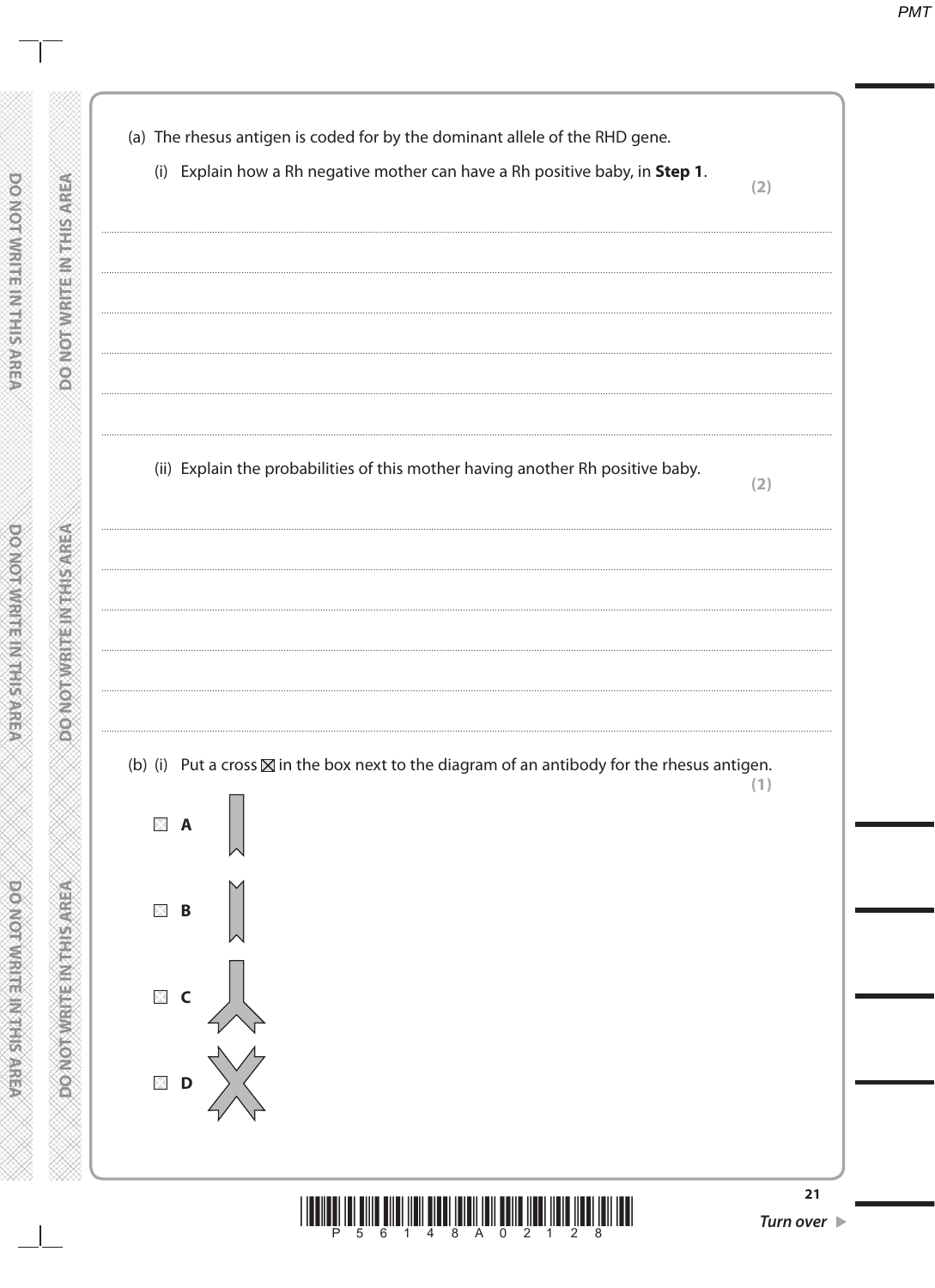(a) The rhesus antigen is coded for by the dominant allele of the RHD gene.

(i) Explain how a Rh negative mother can have a Rh positive baby, in **Step 1**. **(2)**

.......................................................................................................................................................................................................

.......................................................................................................................................................................................................

.......................................................................................................................................................................................................

.......................................................................................................................................................................................................

.......................................................................................................................................................................................................

(ii) Explain the probabilities of this mother having another Rh positive baby. **(2)**

.......................................................................................................................................................................................................

.......................................................................................................................................................................................................

.......................................................................................................................................................................................................

.......................................................................................................................................................................................................

.......................................................................................................................................................................................................

(b) (i) Put a cross ☒ in the box next to the diagram of an antibody for the rhesus antigen. **(1)**

☒ **A**

☒ **B**

☒ **C**

☒ **D**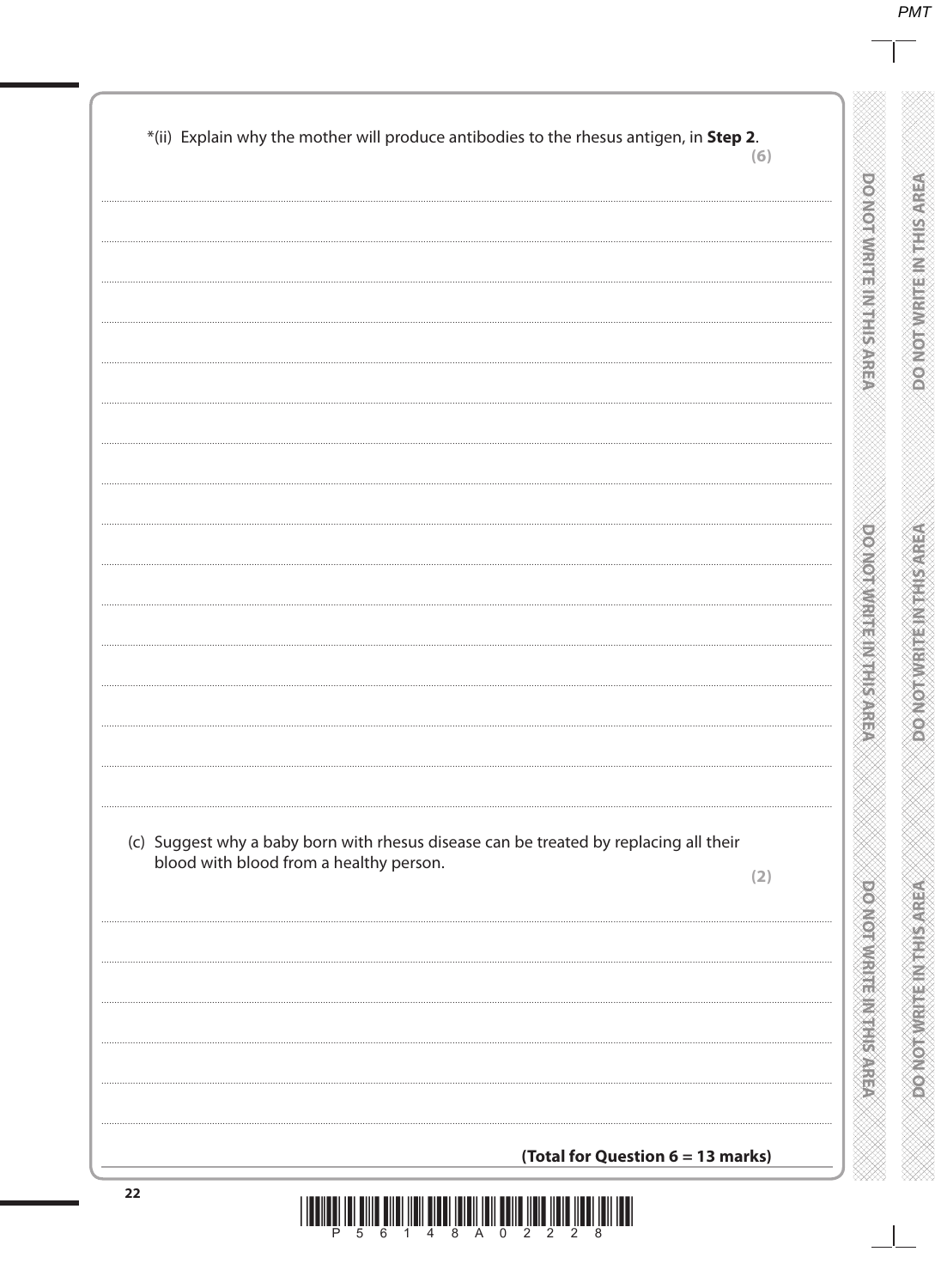*(ii) Explain why the mother will produce antibodies to the rhesus antigen, in **Step 2**.

**(6)**

(c) Suggest why a baby born with rhesus disease can be treated by replacing all their blood with blood from a healthy person.

**(2)**

**(Total for Question 6 = 13 marks)**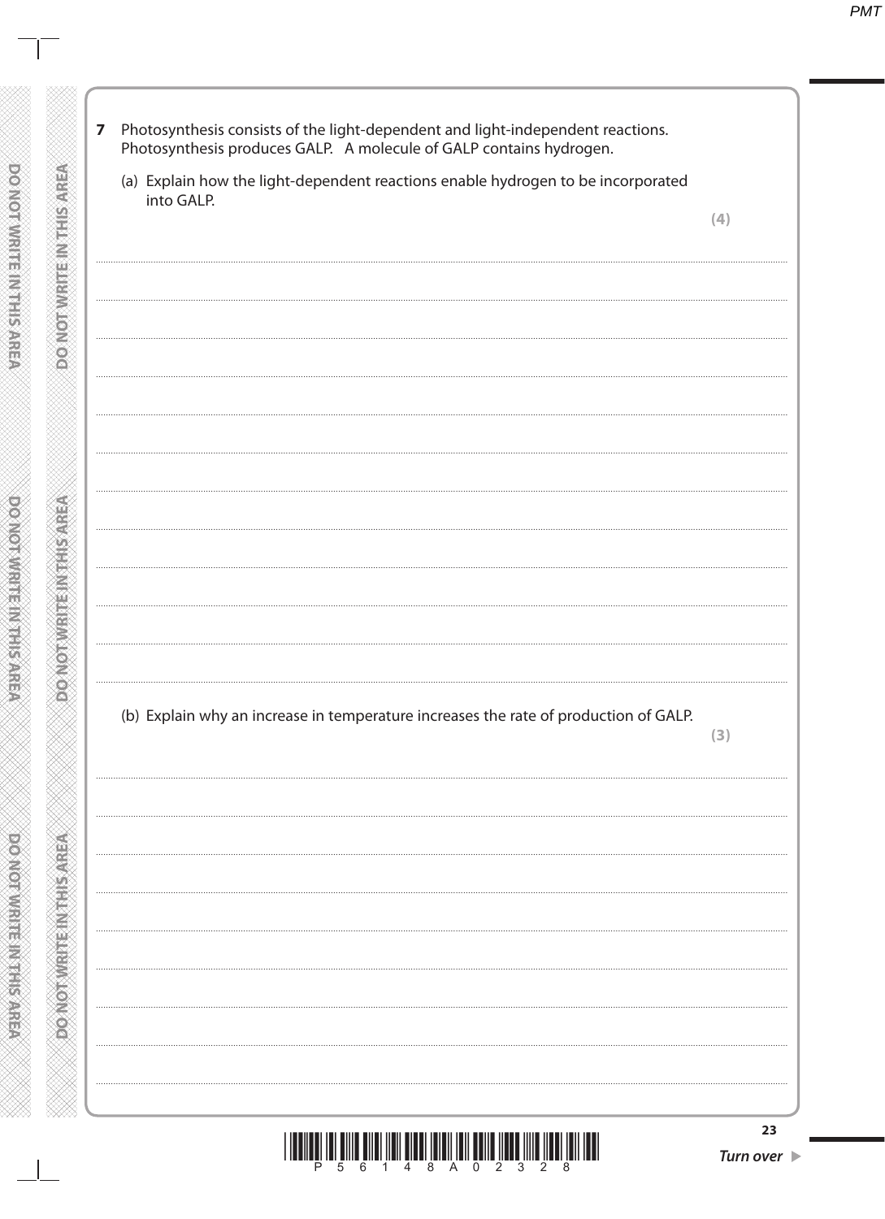**7** Photosynthesis consists of the light-dependent and light-independent reactions. Photosynthesis produces GALP. A molecule of GALP contains hydrogen.

(a) Explain how the light-dependent reactions enable hydrogen to be incorporated into GALP.

**(4)**

....................................................................................................................................................

....................................................................................................................................................

....................................................................................................................................................

....................................................................................................................................................

....................................................................................................................................................

....................................................................................................................................................

....................................................................................................................................................

....................................................................................................................................................

....................................................................................................................................................

....................................................................................................................................................

....................................................................................................................................................

(b) Explain why an increase in temperature increases the rate of production of GALP.

**(3)**

....................................................................................................................................................

....................................................................................................................................................

....................................................................................................................................................

....................................................................................................................................................

....................................................................................................................................................

....................................................................................................................................................

....................................................................................................................................................

....................................................................................................................................................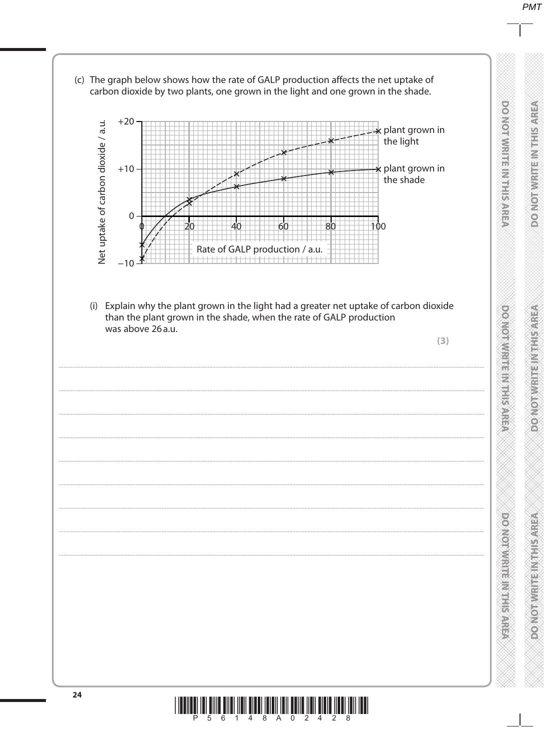(c) The graph below shows how the rate of GALP production affects the net uptake of carbon dioxide by two plants, one grown in the light and one grown in the shade.

(i) Explain why the plant grown in the light had a greater net uptake of carbon dioxide than the plant grown in the shade, when the rate of GALP production was above 26 a.u.

**(3)**

.......................................................................................................................................................................................................................................

.......................................................................................................................................................................................................................................

.......................................................................................................................................................................................................................................

.......................................................................................................................................................................................................................................

.......................................................................................................................................................................................................................................

.......................................................................................................................................................................................................................................

.......................................................................................................................................................................................................................................

.......................................................................................................................................................................................................................................

.......................................................................................................................................................................................................................................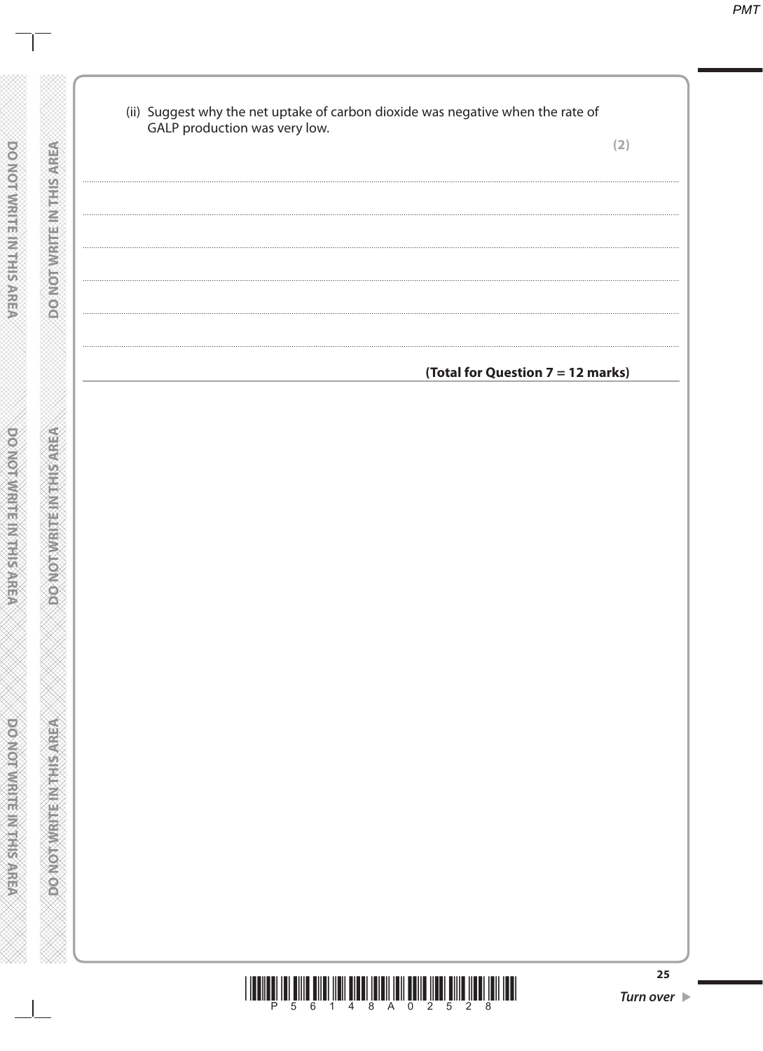(ii) Suggest why the net uptake of carbon dioxide was negative when the rate of GALP production was very low.

**(2)**

.......................................................................................................................................................................................................................

.......................................................................................................................................................................................................................

.......................................................................................................................................................................................................................

.......................................................................................................................................................................................................................

.......................................................................................................................................................................................................................

**(Total for Question 7 = 12 marks)**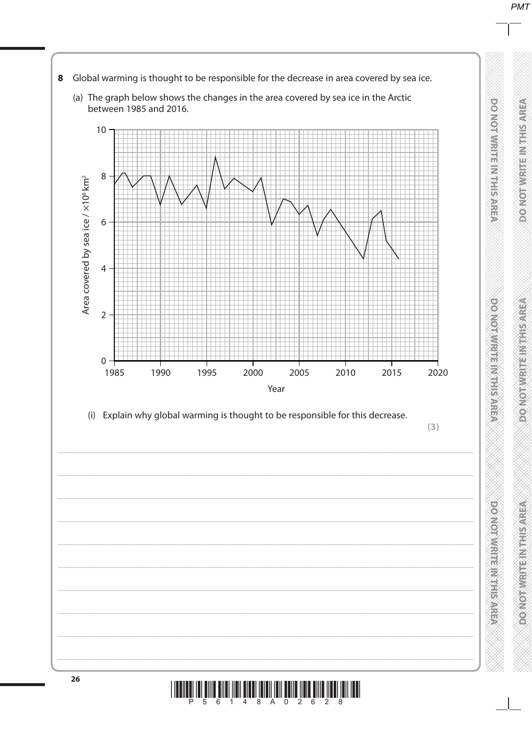**8** Global warming is thought to be responsible for the decrease in area covered by sea ice.

(a) The graph below shows the changes in the area covered by sea ice in the Arctic between 1985 and 2016.

(i) Explain why global warming is thought to be responsible for this decrease.

**(3)**

....................................................................................................................................................

....................................................................................................................................................

....................................................................................................................................................

....................................................................................................................................................

....................................................................................................................................................

....................................................................................................................................................

....................................................................................................................................................

....................................................................................................................................................

....................................................................................................................................................

....................................................................................................................................................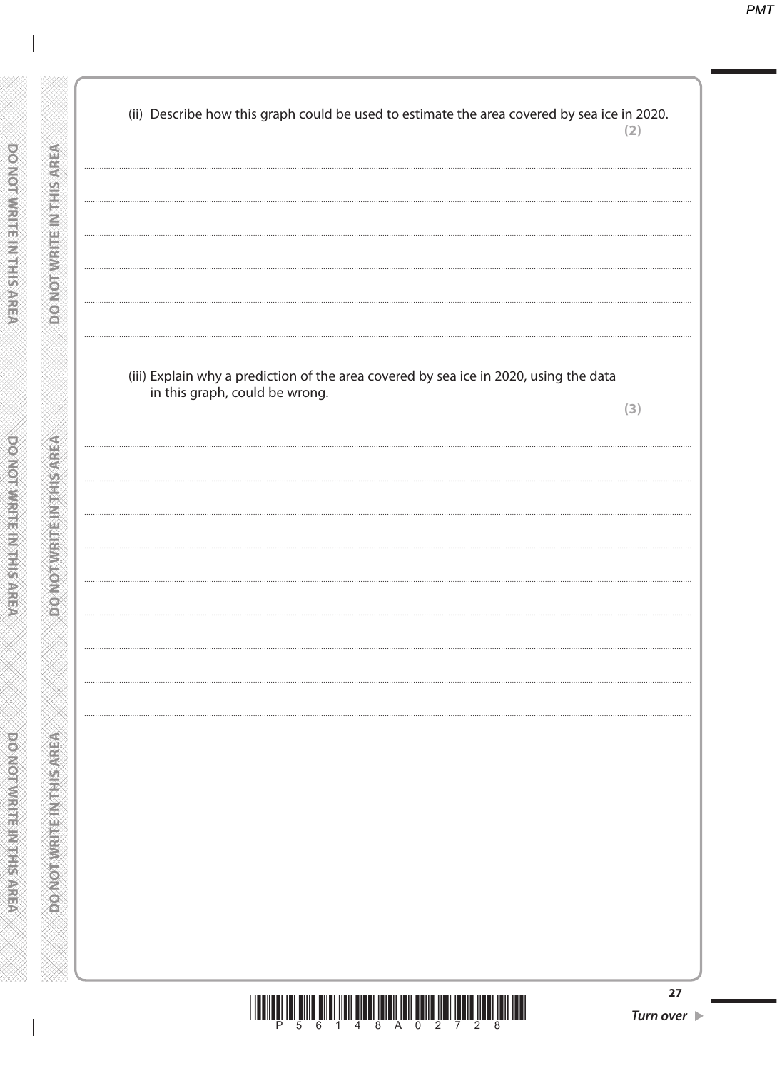(ii) Describe how this graph could be used to estimate the area covered by sea ice in 2020.

**(2)**

..................................................................................................................................................

..................................................................................................................................................

..................................................................................................................................................

..................................................................................................................................................

..................................................................................................................................................

(iii) Explain why a prediction of the area covered by sea ice in 2020, using the data in this graph, could be wrong.

**(3)**

..................................................................................................................................................

..................................................................................................................................................

..................................................................................................................................................

..................................................................................................................................................

..................................................................................................................................................

..................................................................................................................................................

..................................................................................................................................................

..................................................................................................................................................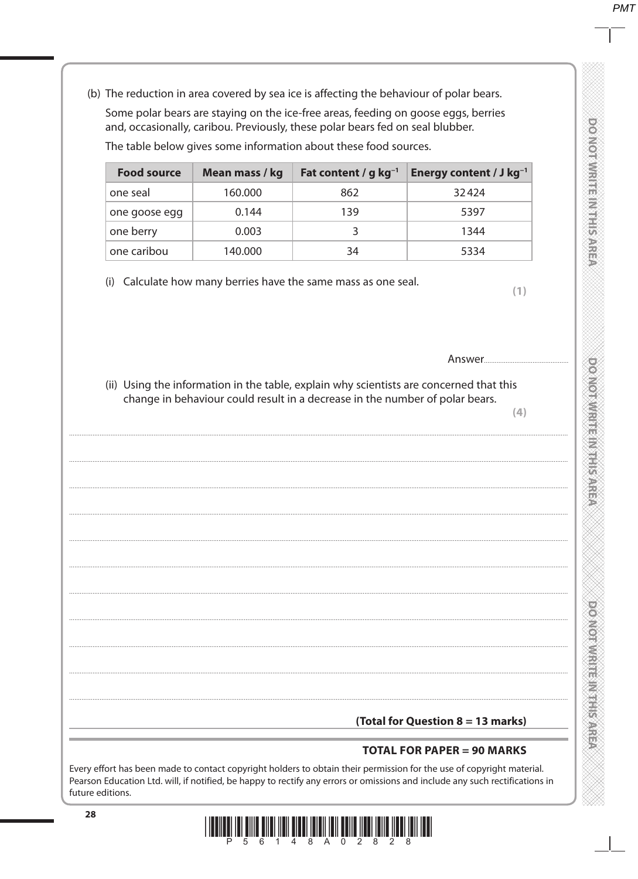(b) The reduction in area covered by sea ice is affecting the behaviour of polar bears.

Some polar bears are staying on the ice-free areas, feeding on goose eggs, berries and, occasionally, caribou. Previously, these polar bears fed on seal blubber.

The table below gives some information about these food sources.

| Food source | Mean mass / kg | Fat content / g $kg^{-1}$ | Energy content / J $kg^{-1}$ |
|---|---|---|---|
| one seal | 160.000 | 862 | 32424 |
| one goose egg | 0.144 | 139 | 5397 |
| one berry | 0.003 | 3 | 1344 |
| one caribou | 140.000 | 34 | 5334 |

(i) Calculate how many berries have the same mass as one seal. **(1)**

Answer..............................

(ii) Using the information in the table, explain why scientists are concerned that this change in behaviour could result in a decrease in the number of polar bears. **(4)**

..............................................................................................................................................

..............................................................................................................................................

..............................................................................................................................................

..............................................................................................................................................

..............................................................................................................................................

..............................................................................................................................................

..............................................................................................................................................

..............................................................................................................................................

..............................................................................................................................................

..............................................................................................................................................

**(Total for Question 8 = 13 marks)**

**TOTAL FOR PAPER = 90 MARKS**

Every effort has been made to contact copyright holders to obtain their permission for the use of copyright material. Pearson Education Ltd. will, if notified, be happy to rectify any errors or omissions and include any such rectifications in future editions.